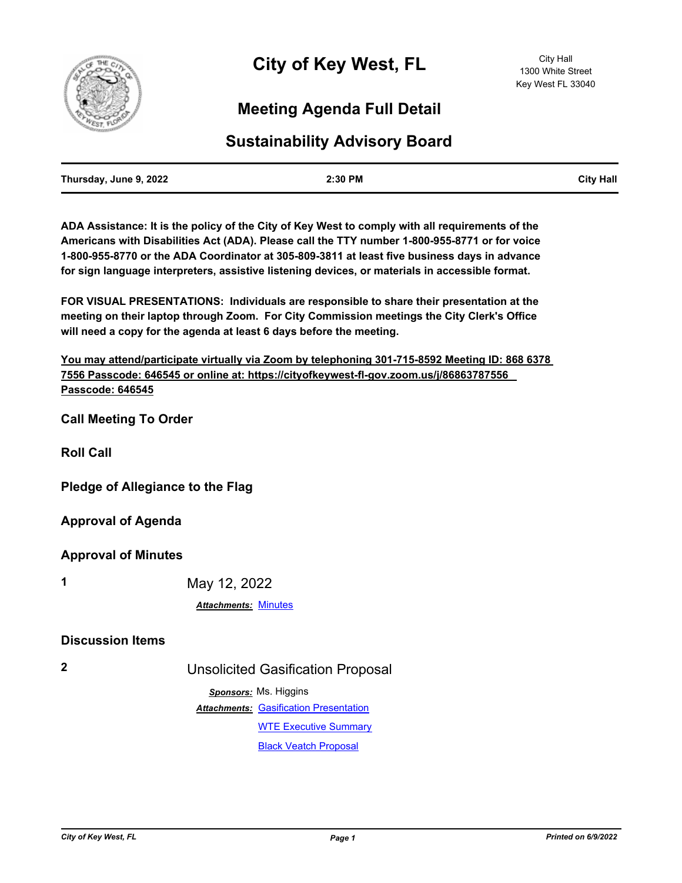# City of Key West, FL

City Hall
1300 White Street
Key West FL 33040

## Meeting Agenda Full Detail

## Sustainability Advisory Board

**Thursday, June 9, 2022** | **2:30 PM** | **City Hall**

**ADA Assistance: It is the policy of the City of Key West to comply with all requirements of the Americans with Disabilities Act (ADA). Please call the TTY number 1-800-955-8771 or for voice 1-800-955-8770 or the ADA Coordinator at 305-809-3811 at least five business days in advance for sign language interpreters, assistive listening devices, or materials in accessible format.**

**FOR VISUAL PRESENTATIONS: Individuals are responsible to share their presentation at the meeting on their laptop through Zoom. For City Commission meetings the City Clerk's Office will need a copy for the agenda at least 6 days before the meeting.**

**You may attend/participate virtually via Zoom by telephoning 301-715-8592 Meeting ID: 868 6378 7556 Passcode: 646545 or online at: https://cityofkeywest-fl-gov.zoom.us/j/86863787556 Passcode: 646545**

### Call Meeting To Order

### Roll Call

### Pledge of Allegiance to the Flag

### Approval of Agenda

### Approval of Minutes

**1** May 12, 2022

***Attachments:*** Minutes

### Discussion Items

**2** Unsolicited Gasification Proposal

***Sponsors:*** Ms. Higgins

***Attachments:*** Gasification Presentation
WTE Executive Summary
Black Veatch Proposal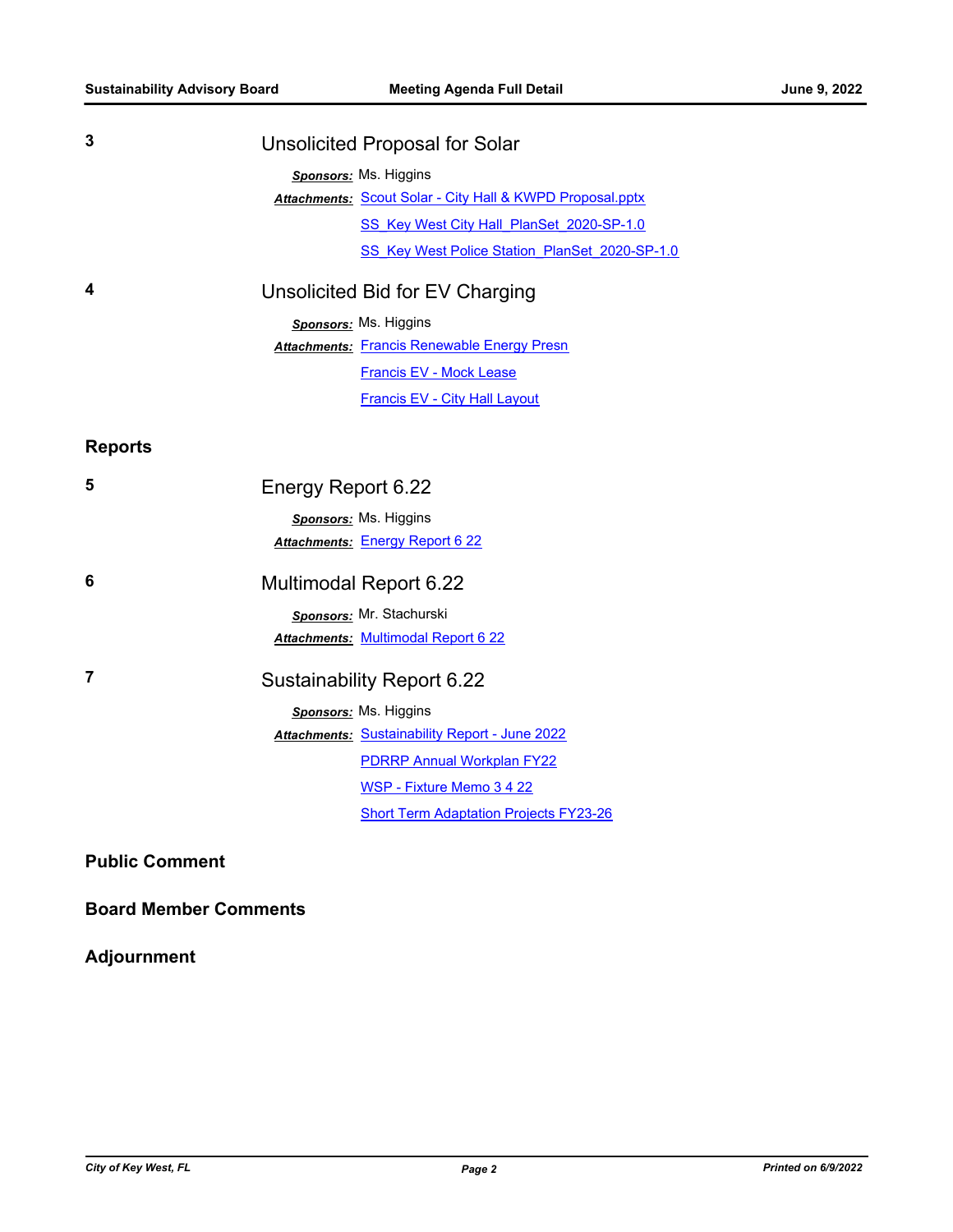**3** Unsolicited Proposal for Solar

***Sponsors:*** Ms. Higgins

***Attachments:*** Scout Solar - City Hall & KWPD Proposal.pptx

SS_Key West City Hall_PlanSet_2020-SP-1.0

SS_Key West Police Station_PlanSet_2020-SP-1.0

**4** Unsolicited Bid for EV Charging

***Sponsors:*** Ms. Higgins

***Attachments:*** Francis Renewable Energy Presn

Francis EV - Mock Lease

Francis EV - City Hall Layout

## Reports

**5** Energy Report 6.22

***Sponsors:*** Ms. Higgins

***Attachments:*** Energy Report 6 22

**6** Multimodal Report 6.22

***Sponsors:*** Mr. Stachurski

***Attachments:*** Multimodal Report 6 22

**7** Sustainability Report 6.22

***Sponsors:*** Ms. Higgins

***Attachments:*** Sustainability Report - June 2022

PDRRP Annual Workplan FY22

WSP - Fixture Memo 3 4 22

Short Term Adaptation Projects FY23-26

## Public Comment

## Board Member Comments

## Adjournment